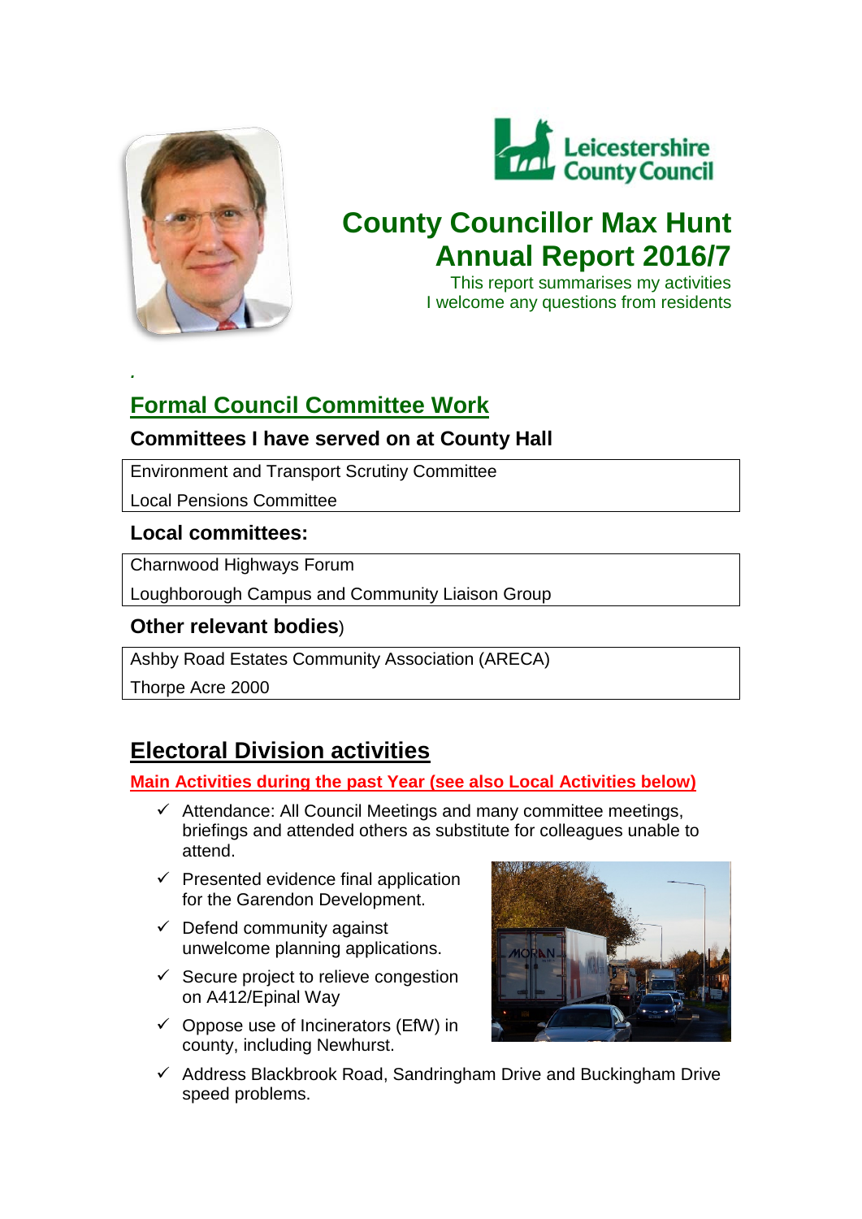# County Councillor Max Hunt Annual Report 2016/7

This report summarises my activities
I welcome any questions from residents

## Formal Council Committee Work

### Committees I have served on at County Hall

| Environment and Transport Scrutiny Committee |
| --- |
| Local Pensions Committee |

### Local committees:

| Charnwood Highways Forum |
| --- |
| Loughborough Campus and Community Liaison Group |

### Other relevant bodies)

| Ashby Road Estates Community Association (ARECA) |
| --- |
| Thorpe Acre 2000 |

## Electoral Division activities

**Main Activities during the past Year (see also Local Activities below)**

- ✓ Attendance: All Council Meetings and many committee meetings, briefings and attended others as substitute for colleagues unable to attend.
- ✓ Presented evidence final application for the Garendon Development.
- ✓ Defend community against unwelcome planning applications.
- ✓ Secure project to relieve congestion on A412/Epinal Way
- ✓ Oppose use of Incinerators (EfW) in county, including Newhurst.
- ✓ Address Blackbrook Road, Sandringham Drive and Buckingham Drive speed problems.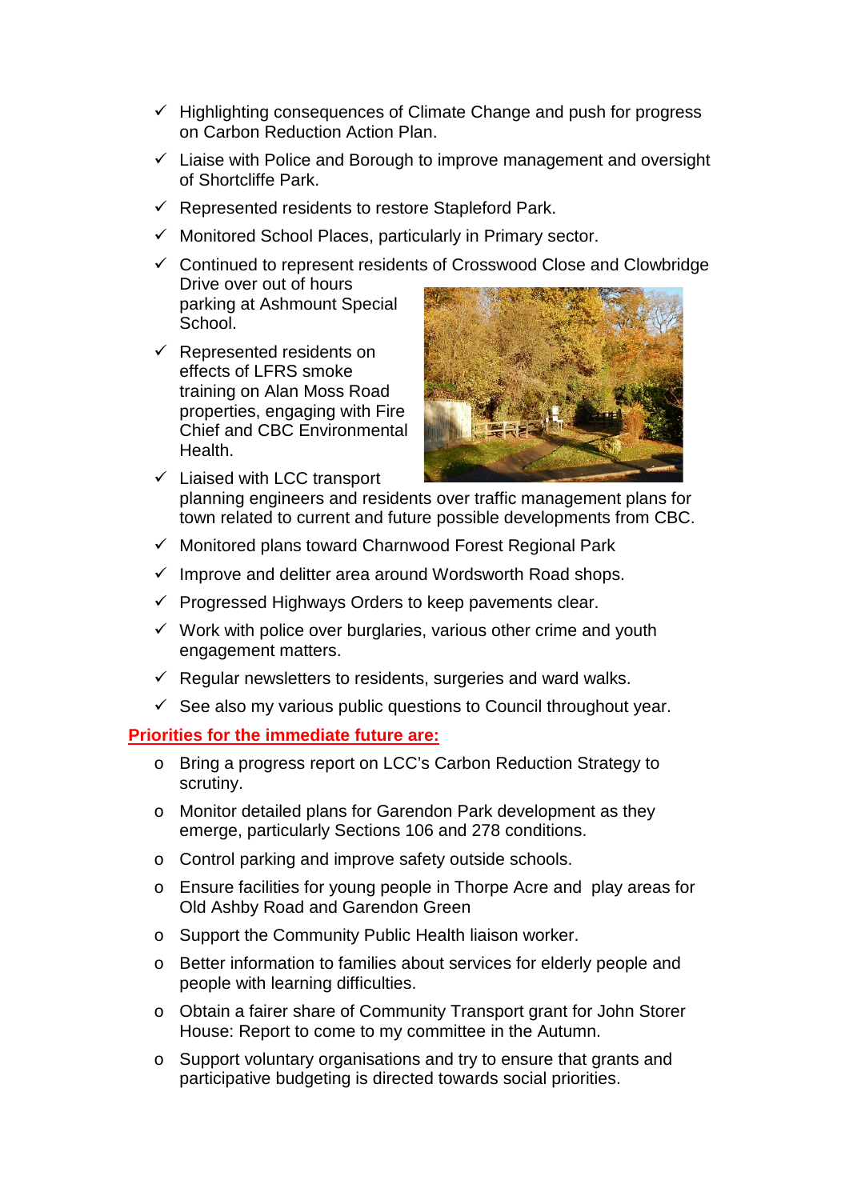- ✓ Highlighting consequences of Climate Change and push for progress on Carbon Reduction Action Plan.
- ✓ Liaise with Police and Borough to improve management and oversight of Shortcliffe Park.
- ✓ Represented residents to restore Stapleford Park.
- ✓ Monitored School Places, particularly in Primary sector.
- ✓ Continued to represent residents of Crosswood Close and Clowbridge Drive over out of hours parking at Ashmount Special School.
- ✓ Represented residents on effects of LFRS smoke training on Alan Moss Road properties, engaging with Fire Chief and CBC Environmental Health.
- ✓ Liaised with LCC transport planning engineers and residents over traffic management plans for town related to current and future possible developments from CBC.
- ✓ Monitored plans toward Charnwood Forest Regional Park
- ✓ Improve and delitter area around Wordsworth Road shops.
- ✓ Progressed Highways Orders to keep pavements clear.
- ✓ Work with police over burglaries, various other crime and youth engagement matters.
- ✓ Regular newsletters to residents, surgeries and ward walks.
- ✓ See also my various public questions to Council throughout year.

**Priorities for the immediate future are:**

- Bring a progress report on LCC's Carbon Reduction Strategy to scrutiny.
- Monitor detailed plans for Garendon Park development as they emerge, particularly Sections 106 and 278 conditions.
- Control parking and improve safety outside schools.
- Ensure facilities for young people in Thorpe Acre and play areas for Old Ashby Road and Garendon Green
- Support the Community Public Health liaison worker.
- Better information to families about services for elderly people and people with learning difficulties.
- Obtain a fairer share of Community Transport grant for John Storer House: Report to come to my committee in the Autumn.
- Support voluntary organisations and try to ensure that grants and participative budgeting is directed towards social priorities.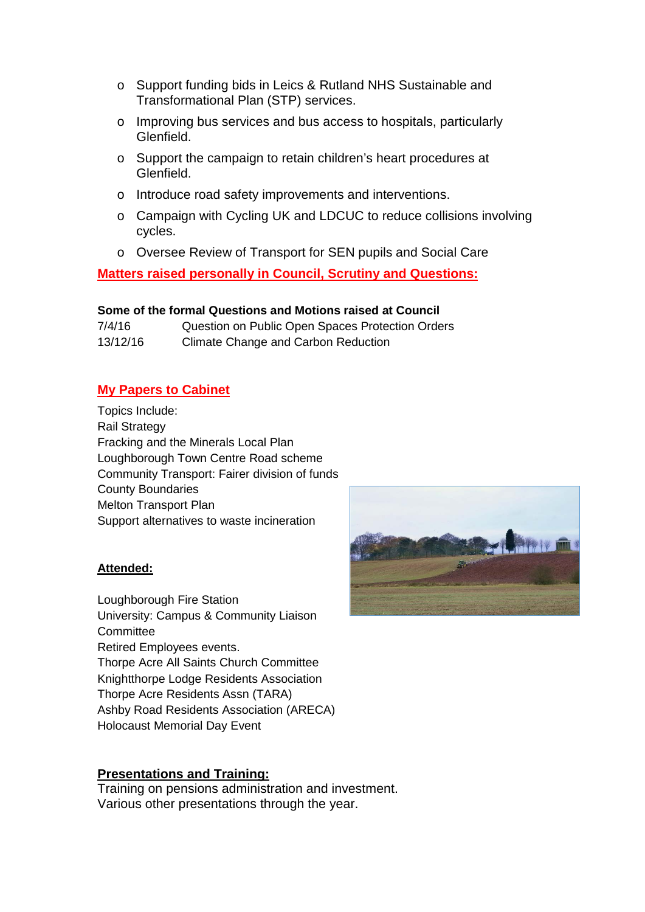- Support funding bids in Leics & Rutland NHS Sustainable and Transformational Plan (STP) services.
- Improving bus services and bus access to hospitals, particularly Glenfield.
- Support the campaign to retain children's heart procedures at Glenfield.
- Introduce road safety improvements and interventions.
- Campaign with Cycling UK and LDCUC to reduce collisions involving cycles.
- Oversee Review of Transport for SEN pupils and Social Care

## Matters raised personally in Council, Scrutiny and Questions:

**Some of the formal Questions and Motions raised at Council**

| | |
|---|---|
| 7/4/16 | Question on Public Open Spaces Protection Orders |
| 13/12/16 | Climate Change and Carbon Reduction |

## My Papers to Cabinet

Topics Include:
Rail Strategy
Fracking and the Minerals Local Plan
Loughborough Town Centre Road scheme
Community Transport: Fairer division of funds
County Boundaries
Melton Transport Plan
Support alternatives to waste incineration

## Attended:

Loughborough Fire Station
University: Campus & Community Liaison Committee
Retired Employees events.
Thorpe Acre All Saints Church Committee
Knightthorpe Lodge Residents Association
Thorpe Acre Residents Assn (TARA)
Ashby Road Residents Association (ARECA)
Holocaust Memorial Day Event

## Presentations and Training:

Training on pensions administration and investment.
Various other presentations through the year.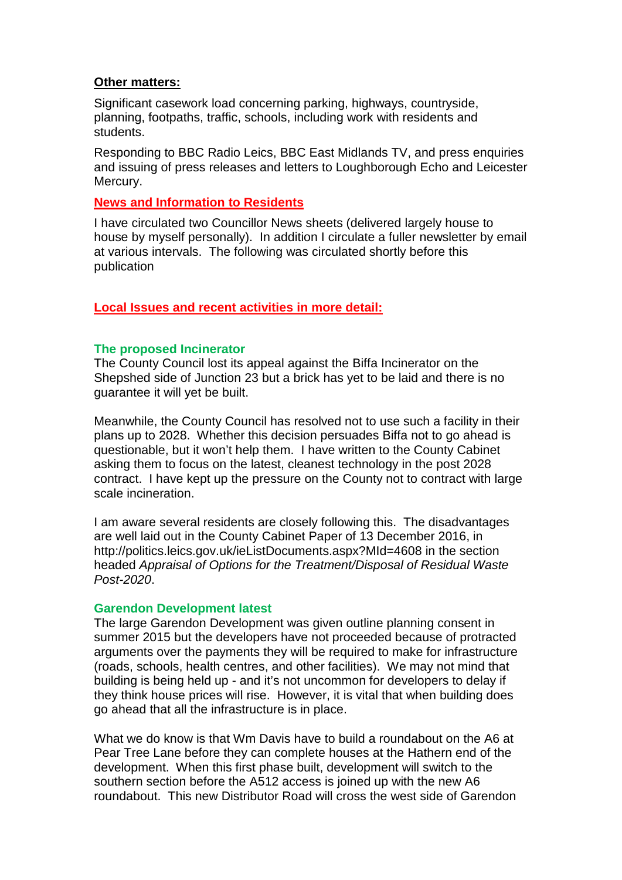**Other matters:**

Significant casework load concerning parking, highways, countryside, planning, footpaths, traffic, schools, including work with residents and students.

Responding to BBC Radio Leics, BBC East Midlands TV, and press enquiries and issuing of press releases and letters to Loughborough Echo and Leicester Mercury.

## News and Information to Residents

I have circulated two Councillor News sheets (delivered largely house to house by myself personally). In addition I circulate a fuller newsletter by email at various intervals. The following was circulated shortly before this publication

## Local Issues and recent activities in more detail:

### The proposed Incinerator

The County Council lost its appeal against the Biffa Incinerator on the Shepshed side of Junction 23 but a brick has yet to be laid and there is no guarantee it will yet be built.

Meanwhile, the County Council has resolved not to use such a facility in their plans up to 2028. Whether this decision persuades Biffa not to go ahead is questionable, but it won't help them. I have written to the County Cabinet asking them to focus on the latest, cleanest technology in the post 2028 contract. I have kept up the pressure on the County not to contract with large scale incineration.

I am aware several residents are closely following this. The disadvantages are well laid out in the County Cabinet Paper of 13 December 2016, in http://politics.leics.gov.uk/ieListDocuments.aspx?MId=4608 in the section headed *Appraisal of Options for the Treatment/Disposal of Residual Waste Post-2020*.

### Garendon Development latest

The large Garendon Development was given outline planning consent in summer 2015 but the developers have not proceeded because of protracted arguments over the payments they will be required to make for infrastructure (roads, schools, health centres, and other facilities). We may not mind that building is being held up - and it's not uncommon for developers to delay if they think house prices will rise. However, it is vital that when building does go ahead that all the infrastructure is in place.

What we do know is that Wm Davis have to build a roundabout on the A6 at Pear Tree Lane before they can complete houses at the Hathern end of the development. When this first phase built, development will switch to the southern section before the A512 access is joined up with the new A6 roundabout. This new Distributor Road will cross the west side of Garendon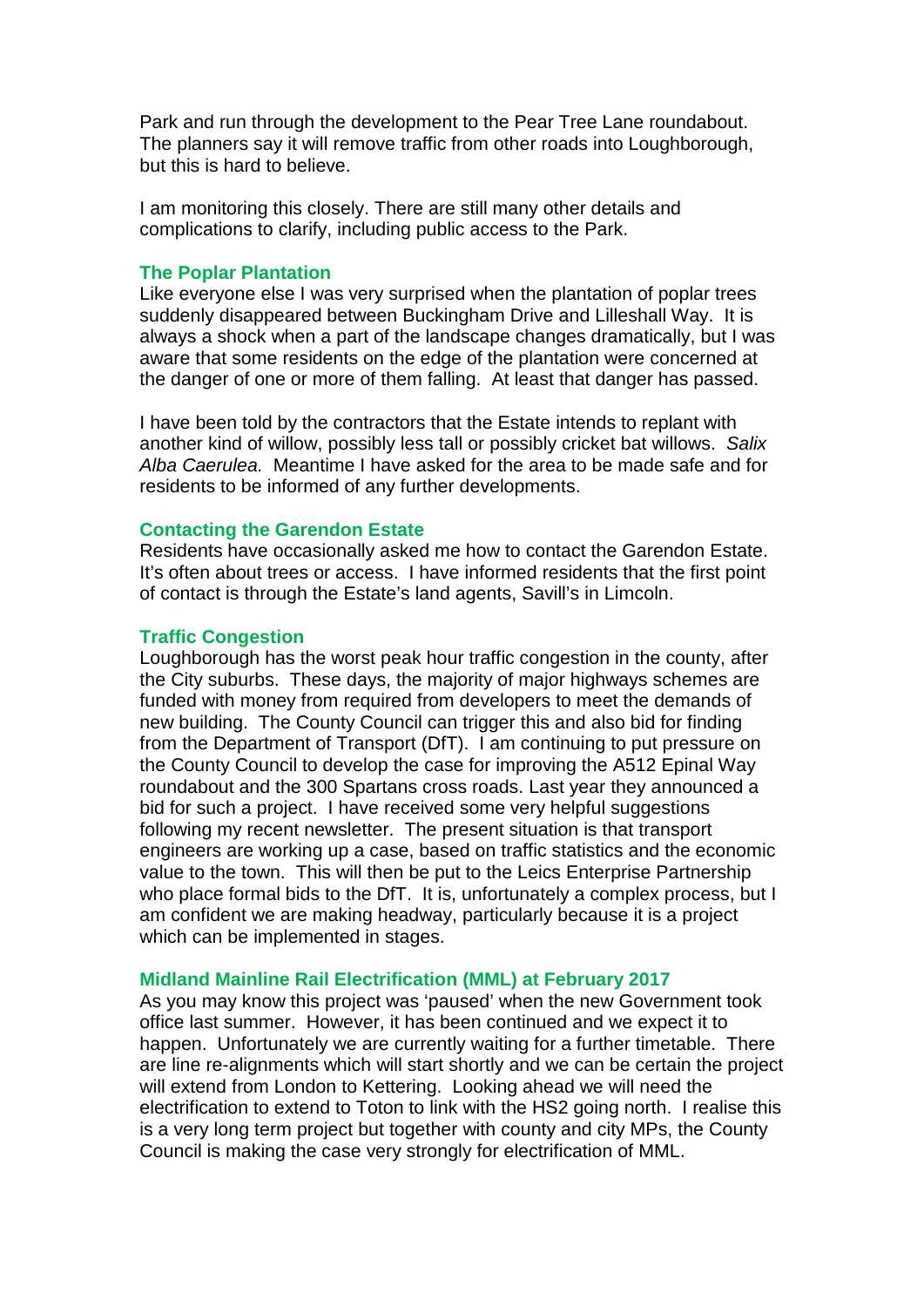Park and run through the development to the Pear Tree Lane roundabout. The planners say it will remove traffic from other roads into Loughborough, but this is hard to believe.

I am monitoring this closely. There are still many other details and complications to clarify, including public access to the Park.

### The Poplar Plantation

Like everyone else I was very surprised when the plantation of poplar trees suddenly disappeared between Buckingham Drive and Lilleshall Way. It is always a shock when a part of the landscape changes dramatically, but I was aware that some residents on the edge of the plantation were concerned at the danger of one or more of them falling. At least that danger has passed.

I have been told by the contractors that the Estate intends to replant with another kind of willow, possibly less tall or possibly cricket bat willows. *Salix Alba Caerulea.* Meantime I have asked for the area to be made safe and for residents to be informed of any further developments.

### Contacting the Garendon Estate

Residents have occasionally asked me how to contact the Garendon Estate. It's often about trees or access. I have informed residents that the first point of contact is through the Estate's land agents, Savill's in Limcoln.

### Traffic Congestion

Loughborough has the worst peak hour traffic congestion in the county, after the City suburbs. These days, the majority of major highways schemes are funded with money from required from developers to meet the demands of new building. The County Council can trigger this and also bid for finding from the Department of Transport (DfT). I am continuing to put pressure on the County Council to develop the case for improving the A512 Epinal Way roundabout and the 300 Spartans cross roads. Last year they announced a bid for such a project. I have received some very helpful suggestions following my recent newsletter. The present situation is that transport engineers are working up a case, based on traffic statistics and the economic value to the town. This will then be put to the Leics Enterprise Partnership who place formal bids to the DfT. It is, unfortunately a complex process, but I am confident we are making headway, particularly because it is a project which can be implemented in stages.

### Midland Mainline Rail Electrification (MML) at February 2017

As you may know this project was 'paused' when the new Government took office last summer. However, it has been continued and we expect it to happen. Unfortunately we are currently waiting for a further timetable. There are line re-alignments which will start shortly and we can be certain the project will extend from London to Kettering. Looking ahead we will need the electrification to extend to Toton to link with the HS2 going north. I realise this is a very long term project but together with county and city MPs, the County Council is making the case very strongly for electrification of MML.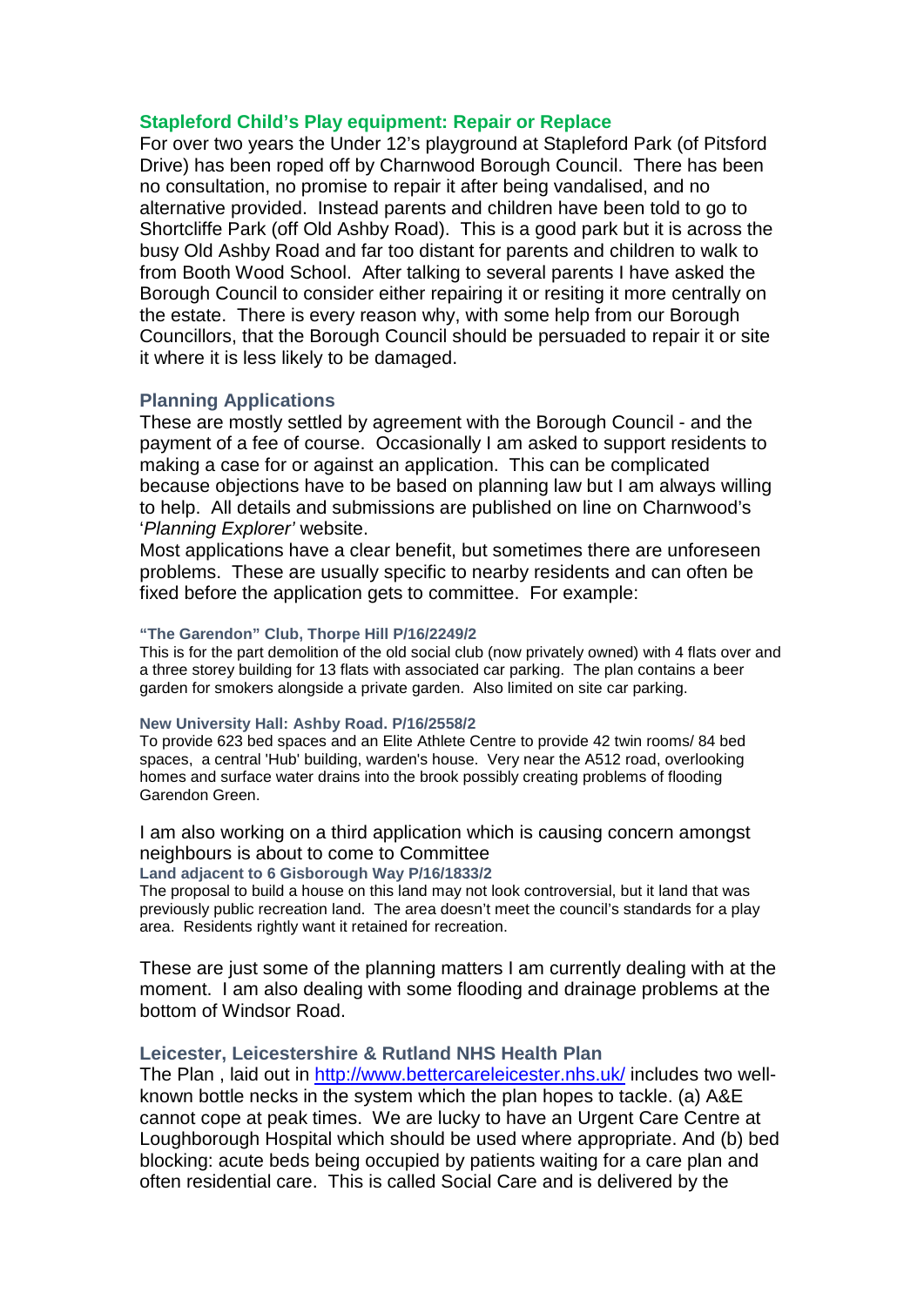## Stapleford Child's Play equipment: Repair or Replace

For over two years the Under 12's playground at Stapleford Park (of Pitsford Drive) has been roped off by Charnwood Borough Council. There has been no consultation, no promise to repair it after being vandalised, and no alternative provided. Instead parents and children have been told to go to Shortcliffe Park (off Old Ashby Road). This is a good park but it is across the busy Old Ashby Road and far too distant for parents and children to walk to from Booth Wood School. After talking to several parents I have asked the Borough Council to consider either repairing it or resiting it more centrally on the estate. There is every reason why, with some help from our Borough Councillors, that the Borough Council should be persuaded to repair it or site it where it is less likely to be damaged.

## Planning Applications

These are mostly settled by agreement with the Borough Council - and the payment of a fee of course. Occasionally I am asked to support residents to making a case for or against an application. This can be complicated because objections have to be based on planning law but I am always willing to help. All details and submissions are published on line on Charnwood's '*Planning Explorer'* website.

Most applications have a clear benefit, but sometimes there are unforeseen problems. These are usually specific to nearby residents and can often be fixed before the application gets to committee. For example:

#### "The Garendon" Club, Thorpe Hill P/16/2249/2

This is for the part demolition of the old social club (now privately owned) with 4 flats over and a three storey building for 13 flats with associated car parking. The plan contains a beer garden for smokers alongside a private garden. Also limited on site car parking.

#### New University Hall: Ashby Road. P/16/2558/2

To provide 623 bed spaces and an Elite Athlete Centre to provide 42 twin rooms/ 84 bed spaces, a central 'Hub' building, warden's house. Very near the A512 road, overlooking homes and surface water drains into the brook possibly creating problems of flooding Garendon Green.

I am also working on a third application which is causing concern amongst neighbours is about to come to Committee

#### Land adjacent to 6 Gisborough Way P/16/1833/2

The proposal to build a house on this land may not look controversial, but it land that was previously public recreation land. The area doesn't meet the council's standards for a play area. Residents rightly want it retained for recreation.

These are just some of the planning matters I am currently dealing with at the moment. I am also dealing with some flooding and drainage problems at the bottom of Windsor Road.

## Leicester, Leicestershire & Rutland NHS Health Plan

The Plan , laid out in http://www.bettercareleicester.nhs.uk/ includes two well-known bottle necks in the system which the plan hopes to tackle. (a) A&E cannot cope at peak times. We are lucky to have an Urgent Care Centre at Loughborough Hospital which should be used where appropriate. And (b) bed blocking: acute beds being occupied by patients waiting for a care plan and often residential care. This is called Social Care and is delivered by the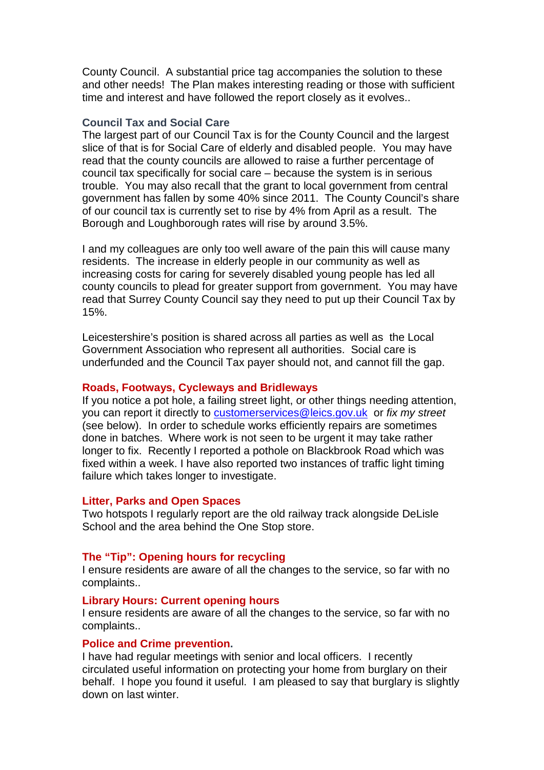County Council. A substantial price tag accompanies the solution to these and other needs! The Plan makes interesting reading or those with sufficient time and interest and have followed the report closely as it evolves..

### Council Tax and Social Care

The largest part of our Council Tax is for the County Council and the largest slice of that is for Social Care of elderly and disabled people. You may have read that the county councils are allowed to raise a further percentage of council tax specifically for social care – because the system is in serious trouble. You may also recall that the grant to local government from central government has fallen by some 40% since 2011. The County Council's share of our council tax is currently set to rise by 4% from April as a result. The Borough and Loughborough rates will rise by around 3.5%.

I and my colleagues are only too well aware of the pain this will cause many residents. The increase in elderly people in our community as well as increasing costs for caring for severely disabled young people has led all county councils to plead for greater support from government. You may have read that Surrey County Council say they need to put up their Council Tax by 15%.

Leicestershire's position is shared across all parties as well as the Local Government Association who represent all authorities. Social care is underfunded and the Council Tax payer should not, and cannot fill the gap.

### Roads, Footways, Cycleways and Bridleways

If you notice a pot hole, a failing street light, or other things needing attention, you can report it directly to customerservices@leics.gov.uk or *fix my street* (see below). In order to schedule works efficiently repairs are sometimes done in batches. Where work is not seen to be urgent it may take rather longer to fix. Recently I reported a pothole on Blackbrook Road which was fixed within a week. I have also reported two instances of traffic light timing failure which takes longer to investigate.

### Litter, Parks and Open Spaces

Two hotspots I regularly report are the old railway track alongside DeLisle School and the area behind the One Stop store.

### The "Tip": Opening hours for recycling

I ensure residents are aware of all the changes to the service, so far with no complaints..

### Library Hours: Current opening hours

I ensure residents are aware of all the changes to the service, so far with no complaints..

### Police and Crime prevention.

I have had regular meetings with senior and local officers. I recently circulated useful information on protecting your home from burglary on their behalf. I hope you found it useful. I am pleased to say that burglary is slightly down on last winter.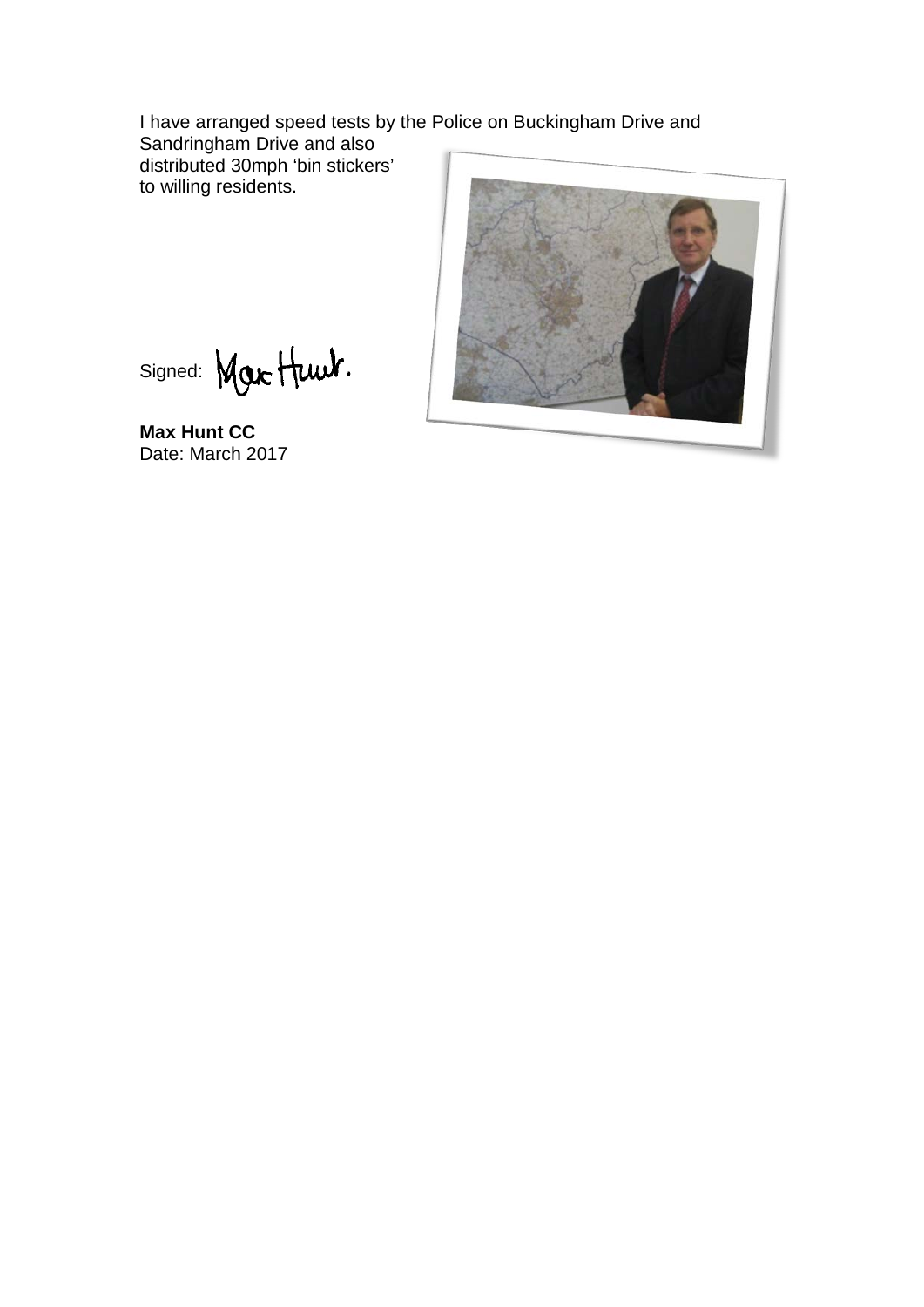I have arranged speed tests by the Police on Buckingham Drive and Sandringham Drive and also distributed 30mph 'bin stickers' to willing residents.

Signed: Max Hunt.

**Max Hunt CC**
Date: March 2017